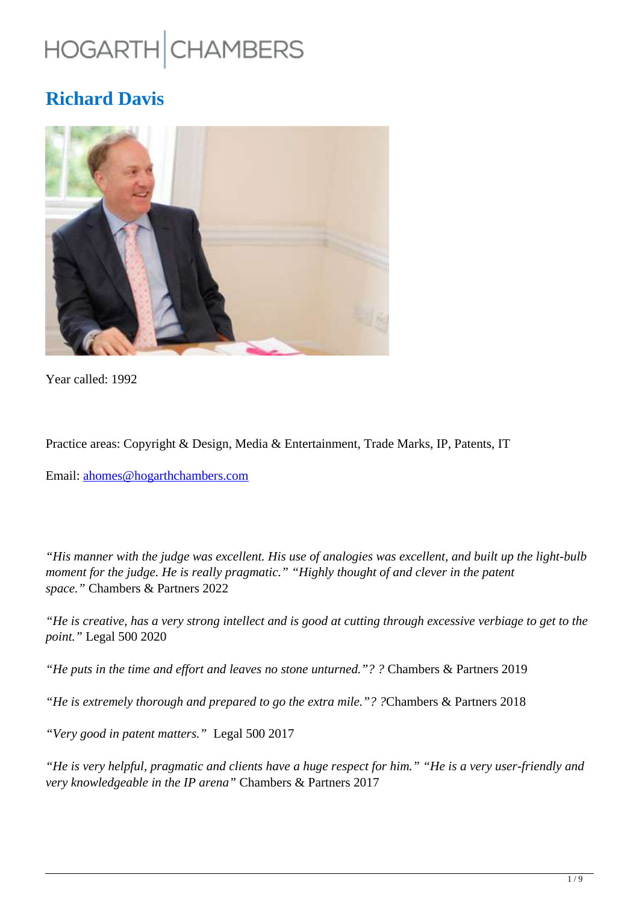HOGARTH | CHAMBERS

# Richard Davis

Year called: 1992

Practice areas: Copyright & Design, Media & Entertainment, Trade Marks, IP, Patents, IT

Email: ahomes@hogarthchambers.com

*"His manner with the judge was excellent. His use of analogies was excellent, and built up the light-bulb moment for the judge. He is really pragmatic." "Highly thought of and clever in the patent space."* Chambers & Partners 2022

*"He is creative, has a very strong intellect and is good at cutting through excessive verbiage to get to the point."* Legal 500 2020

*"He puts in the time and effort and leaves no stone unturned."? ?* Chambers & Partners 2019

*"He is extremely thorough and prepared to go the extra mile."? ?*Chambers & Partners 2018

*"Very good in patent matters."* Legal 500 2017

*"He is very helpful, pragmatic and clients have a huge respect for him." "He is a very user-friendly and very knowledgeable in the IP arena"* Chambers & Partners 2017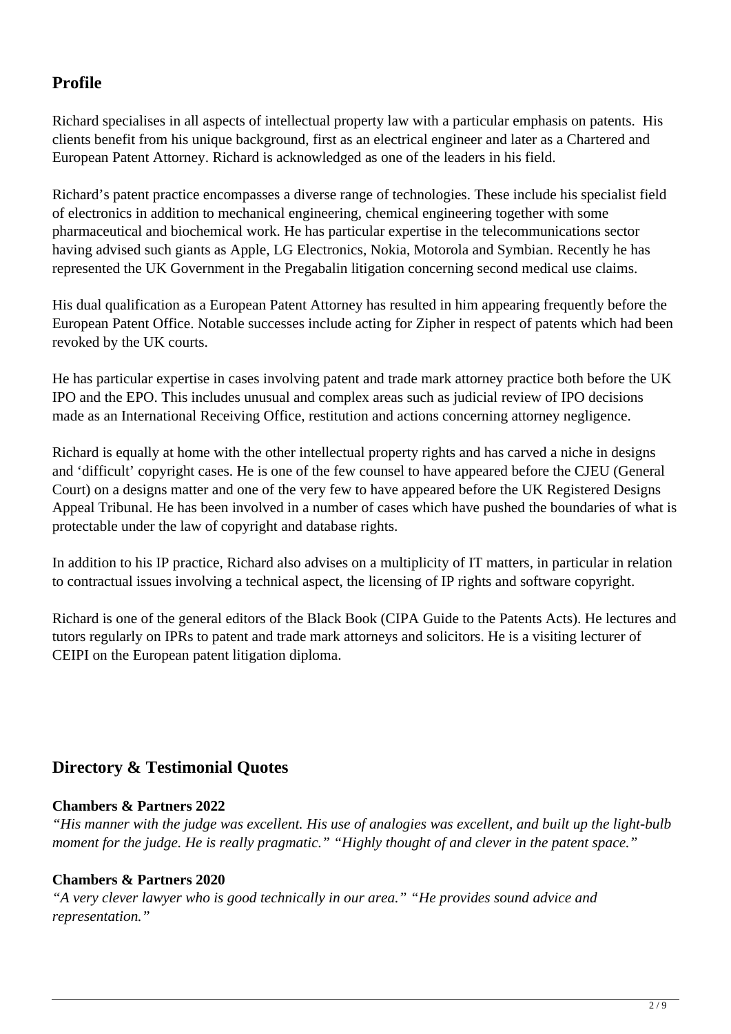## Profile

Richard specialises in all aspects of intellectual property law with a particular emphasis on patents. His clients benefit from his unique background, first as an electrical engineer and later as a Chartered and European Patent Attorney. Richard is acknowledged as one of the leaders in his field.

Richard's patent practice encompasses a diverse range of technologies. These include his specialist field of electronics in addition to mechanical engineering, chemical engineering together with some pharmaceutical and biochemical work. He has particular expertise in the telecommunications sector having advised such giants as Apple, LG Electronics, Nokia, Motorola and Symbian. Recently he has represented the UK Government in the Pregabalin litigation concerning second medical use claims.

His dual qualification as a European Patent Attorney has resulted in him appearing frequently before the European Patent Office. Notable successes include acting for Zipher in respect of patents which had been revoked by the UK courts.

He has particular expertise in cases involving patent and trade mark attorney practice both before the UK IPO and the EPO. This includes unusual and complex areas such as judicial review of IPO decisions made as an International Receiving Office, restitution and actions concerning attorney negligence.

Richard is equally at home with the other intellectual property rights and has carved a niche in designs and 'difficult' copyright cases. He is one of the few counsel to have appeared before the CJEU (General Court) on a designs matter and one of the very few to have appeared before the UK Registered Designs Appeal Tribunal. He has been involved in a number of cases which have pushed the boundaries of what is protectable under the law of copyright and database rights.

In addition to his IP practice, Richard also advises on a multiplicity of IT matters, in particular in relation to contractual issues involving a technical aspect, the licensing of IP rights and software copyright.

Richard is one of the general editors of the Black Book (CIPA Guide to the Patents Acts). He lectures and tutors regularly on IPRs to patent and trade mark attorneys and solicitors. He is a visiting lecturer of CEIPI on the European patent litigation diploma.

## Directory & Testimonial Quotes

**Chambers & Partners 2022**
*"His manner with the judge was excellent. His use of analogies was excellent, and built up the light-bulb moment for the judge. He is really pragmatic." "Highly thought of and clever in the patent space."*

**Chambers & Partners 2020**
*"A very clever lawyer who is good technically in our area." "He provides sound advice and representation."*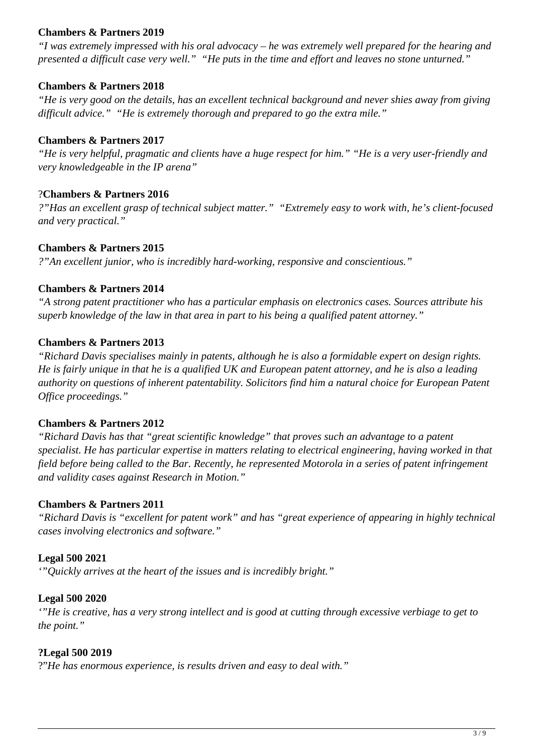**Chambers & Partners 2019**

*"I was extremely impressed with his oral advocacy – he was extremely well prepared for the hearing and presented a difficult case very well." "He puts in the time and effort and leaves no stone unturned."*

**Chambers & Partners 2018**

*"He is very good on the details, has an excellent technical background and never shies away from giving difficult advice." "He is extremely thorough and prepared to go the extra mile."*

**Chambers & Partners 2017**

*"He is very helpful, pragmatic and clients have a huge respect for him." "He is a very user-friendly and very knowledgeable in the IP arena"*

?**Chambers & Partners 2016**

*?"Has an excellent grasp of technical subject matter." "Extremely easy to work with, he's client-focused and very practical."*

**Chambers & Partners 2015**

*?"An excellent junior, who is incredibly hard-working, responsive and conscientious."*

**Chambers & Partners 2014**

*"A strong patent practitioner who has a particular emphasis on electronics cases. Sources attribute his superb knowledge of the law in that area in part to his being a qualified patent attorney."*

**Chambers & Partners 2013**

*"Richard Davis specialises mainly in patents, although he is also a formidable expert on design rights. He is fairly unique in that he is a qualified UK and European patent attorney, and he is also a leading authority on questions of inherent patentability. Solicitors find him a natural choice for European Patent Office proceedings."*

**Chambers & Partners 2012**

*"Richard Davis has that "great scientific knowledge" that proves such an advantage to a patent specialist. He has particular expertise in matters relating to electrical engineering, having worked in that field before being called to the Bar. Recently, he represented Motorola in a series of patent infringement and validity cases against Research in Motion."*

**Chambers & Partners 2011**

*"Richard Davis is "excellent for patent work" and has "great experience of appearing in highly technical cases involving electronics and software."*

**Legal 500 2021**

*'"Quickly arrives at the heart of the issues and is incredibly bright."*

**Legal 500 2020**

*'"He is creative, has a very strong intellect and is good at cutting through excessive verbiage to get to the point."*

**?Legal 500 2019**

?"*He has enormous experience, is results driven and easy to deal with."*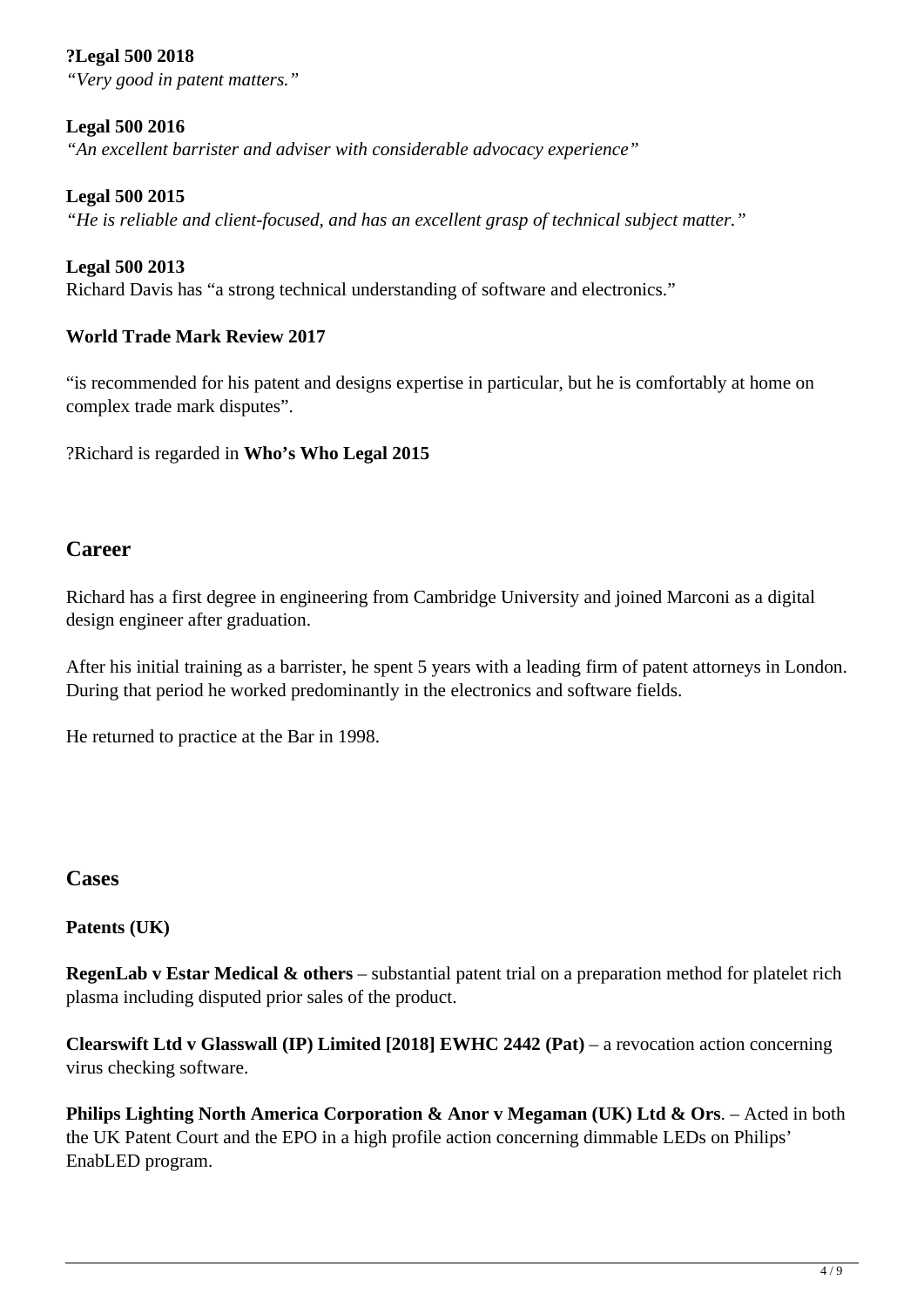**?Legal 500 2018**
*"Very good in patent matters."*

**Legal 500 2016**
*"An excellent barrister and adviser with considerable advocacy experience"*

**Legal 500 2015**
*"He is reliable and client-focused, and has an excellent grasp of technical subject matter."*

**Legal 500 2013**
Richard Davis has "a strong technical understanding of software and electronics."

**World Trade Mark Review 2017**

"is recommended for his patent and designs expertise in particular, but he is comfortably at home on complex trade mark disputes".

?Richard is regarded in **Who's Who Legal 2015**

## Career

Richard has a first degree in engineering from Cambridge University and joined Marconi as a digital design engineer after graduation.

After his initial training as a barrister, he spent 5 years with a leading firm of patent attorneys in London. During that period he worked predominantly in the electronics and software fields.

He returned to practice at the Bar in 1998.

## Cases

**Patents (UK)**

**RegenLab v Estar Medical & others** – substantial patent trial on a preparation method for platelet rich plasma including disputed prior sales of the product.

**Clearswift Ltd v Glasswall (IP) Limited [2018] EWHC 2442 (Pat)** – a revocation action concerning virus checking software.

**Philips Lighting North America Corporation & Anor v Megaman (UK) Ltd & Ors**. – Acted in both the UK Patent Court and the EPO in a high profile action concerning dimmable LEDs on Philips' EnabLED program.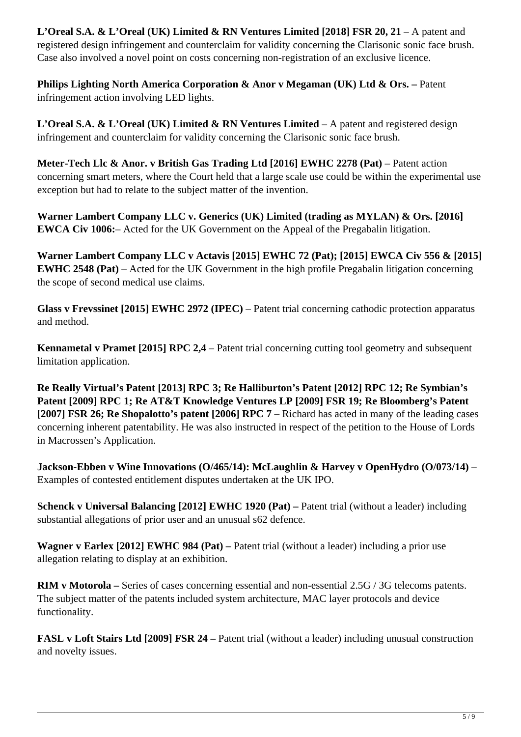**L'Oreal S.A. & L'Oreal (UK) Limited & RN Ventures Limited [2018] FSR 20, 21** – A patent and registered design infringement and counterclaim for validity concerning the Clarisonic sonic face brush. Case also involved a novel point on costs concerning non-registration of an exclusive licence.

**Philips Lighting North America Corporation & Anor v Megaman (UK) Ltd & Ors. –** Patent infringement action involving LED lights.

**L'Oreal S.A. & L'Oreal (UK) Limited & RN Ventures Limited** – A patent and registered design infringement and counterclaim for validity concerning the Clarisonic sonic face brush.

**Meter-Tech Llc & Anor. v British Gas Trading Ltd [2016] EWHC 2278 (Pat)** – Patent action concerning smart meters, where the Court held that a large scale use could be within the experimental use exception but had to relate to the subject matter of the invention.

**Warner Lambert Company LLC v. Generics (UK) Limited (trading as MYLAN) & Ors. [2016] EWCA Civ 1006:**– Acted for the UK Government on the Appeal of the Pregabalin litigation.

**Warner Lambert Company LLC v Actavis [2015] EWHC 72 (Pat); [2015] EWCA Civ 556 & [2015] EWHC 2548 (Pat)** – Acted for the UK Government in the high profile Pregabalin litigation concerning the scope of second medical use claims.

**Glass v Frevssinet [2015] EWHC 2972 (IPEC)** – Patent trial concerning cathodic protection apparatus and method.

**Kennametal v Pramet [2015] RPC 2,4** – Patent trial concerning cutting tool geometry and subsequent limitation application.

**Re Really Virtual's Patent [2013] RPC 3; Re Halliburton's Patent [2012] RPC 12; Re Symbian's Patent [2009] RPC 1; Re AT&T Knowledge Ventures LP [2009] FSR 19; Re Bloomberg's Patent [2007] FSR 26; Re Shopalotto's patent [2006] RPC 7 –** Richard has acted in many of the leading cases concerning inherent patentability. He was also instructed in respect of the petition to the House of Lords in Macrossen's Application.

**Jackson-Ebben v Wine Innovations (O/465/14): McLaughlin & Harvey v OpenHydro (O/073/14)** – Examples of contested entitlement disputes undertaken at the UK IPO.

**Schenck v Universal Balancing [2012] EWHC 1920 (Pat) –** Patent trial (without a leader) including substantial allegations of prior user and an unusual s62 defence.

**Wagner v Earlex [2012] EWHC 984 (Pat) –** Patent trial (without a leader) including a prior use allegation relating to display at an exhibition.

**RIM v Motorola –** Series of cases concerning essential and non-essential 2.5G / 3G telecoms patents. The subject matter of the patents included system architecture, MAC layer protocols and device functionality.

**FASL v Loft Stairs Ltd [2009] FSR 24 –** Patent trial (without a leader) including unusual construction and novelty issues.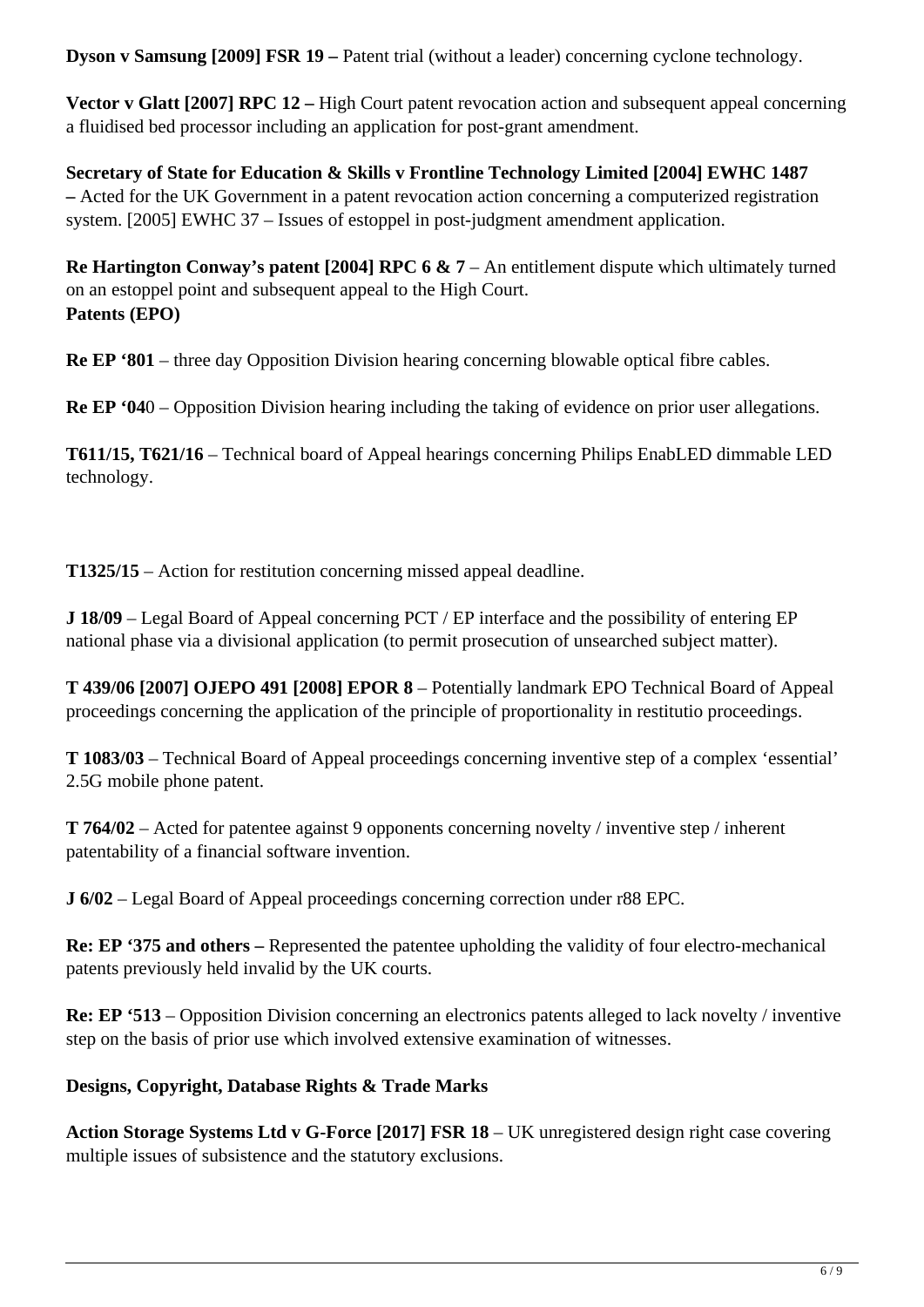**Dyson v Samsung [2009] FSR 19 –** Patent trial (without a leader) concerning cyclone technology.

**Vector v Glatt [2007] RPC 12 –** High Court patent revocation action and subsequent appeal concerning a fluidised bed processor including an application for post-grant amendment.

**Secretary of State for Education & Skills v Frontline Technology Limited [2004] EWHC 1487 –** Acted for the UK Government in a patent revocation action concerning a computerized registration system. [2005] EWHC 37 – Issues of estoppel in post-judgment amendment application.

**Re Hartington Conway's patent [2004] RPC 6 & 7** – An entitlement dispute which ultimately turned on an estoppel point and subsequent appeal to the High Court.

**Patents (EPO)**

**Re EP '801** – three day Opposition Division hearing concerning blowable optical fibre cables.

**Re EP '04**0 – Opposition Division hearing including the taking of evidence on prior user allegations.

**T611/15, T621/16** – Technical board of Appeal hearings concerning Philips EnabLED dimmable LED technology.

**T1325/15** – Action for restitution concerning missed appeal deadline.

**J 18/09** – Legal Board of Appeal concerning PCT / EP interface and the possibility of entering EP national phase via a divisional application (to permit prosecution of unsearched subject matter).

**T 439/06 [2007] OJEPO 491 [2008] EPOR 8** – Potentially landmark EPO Technical Board of Appeal proceedings concerning the application of the principle of proportionality in restitutio proceedings.

**T 1083/03** – Technical Board of Appeal proceedings concerning inventive step of a complex 'essential' 2.5G mobile phone patent.

**T 764/02** – Acted for patentee against 9 opponents concerning novelty / inventive step / inherent patentability of a financial software invention.

**J 6/02** – Legal Board of Appeal proceedings concerning correction under r88 EPC.

**Re: EP '375 and others –** Represented the patentee upholding the validity of four electro-mechanical patents previously held invalid by the UK courts.

**Re: EP '513** – Opposition Division concerning an electronics patents alleged to lack novelty / inventive step on the basis of prior use which involved extensive examination of witnesses.

**Designs, Copyright, Database Rights & Trade Marks**

**Action Storage Systems Ltd v G-Force [2017] FSR 18** – UK unregistered design right case covering multiple issues of subsistence and the statutory exclusions.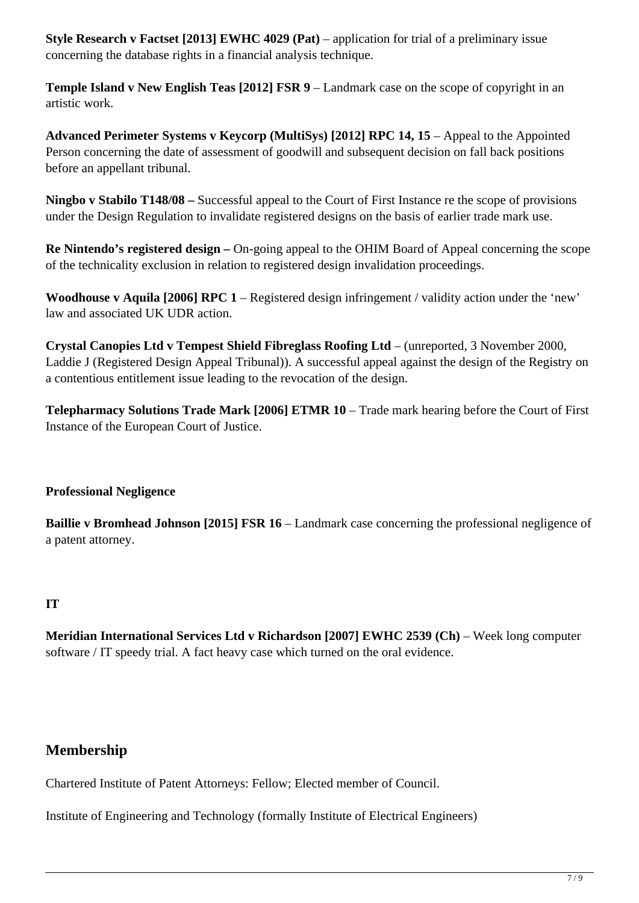**Style Research v Factset [2013] EWHC 4029 (Pat)** – application for trial of a preliminary issue concerning the database rights in a financial analysis technique.

**Temple Island v New English Teas [2012] FSR 9** – Landmark case on the scope of copyright in an artistic work.

**Advanced Perimeter Systems v Keycorp (MultiSys) [2012] RPC 14, 15** – Appeal to the Appointed Person concerning the date of assessment of goodwill and subsequent decision on fall back positions before an appellant tribunal.

**Ningbo v Stabilo T148/08 –** Successful appeal to the Court of First Instance re the scope of provisions under the Design Regulation to invalidate registered designs on the basis of earlier trade mark use.

**Re Nintendo's registered design –** On-going appeal to the OHIM Board of Appeal concerning the scope of the technicality exclusion in relation to registered design invalidation proceedings.

**Woodhouse v Aquila [2006] RPC 1** – Registered design infringement / validity action under the 'new' law and associated UK UDR action.

**Crystal Canopies Ltd v Tempest Shield Fibreglass Roofing Ltd** – (unreported, 3 November 2000, Laddie J (Registered Design Appeal Tribunal)). A successful appeal against the design of the Registry on a contentious entitlement issue leading to the revocation of the design.

**Telepharmacy Solutions Trade Mark [2006] ETMR 10** – Trade mark hearing before the Court of First Instance of the European Court of Justice.

**Professional Negligence**

**Baillie v Bromhead Johnson [2015] FSR 16** – Landmark case concerning the professional negligence of a patent attorney.

**IT**

**Meridian International Services Ltd v Richardson [2007] EWHC 2539 (Ch)** – Week long computer software / IT speedy trial. A fact heavy case which turned on the oral evidence.

## Membership

Chartered Institute of Patent Attorneys: Fellow; Elected member of Council.

Institute of Engineering and Technology (formally Institute of Electrical Engineers)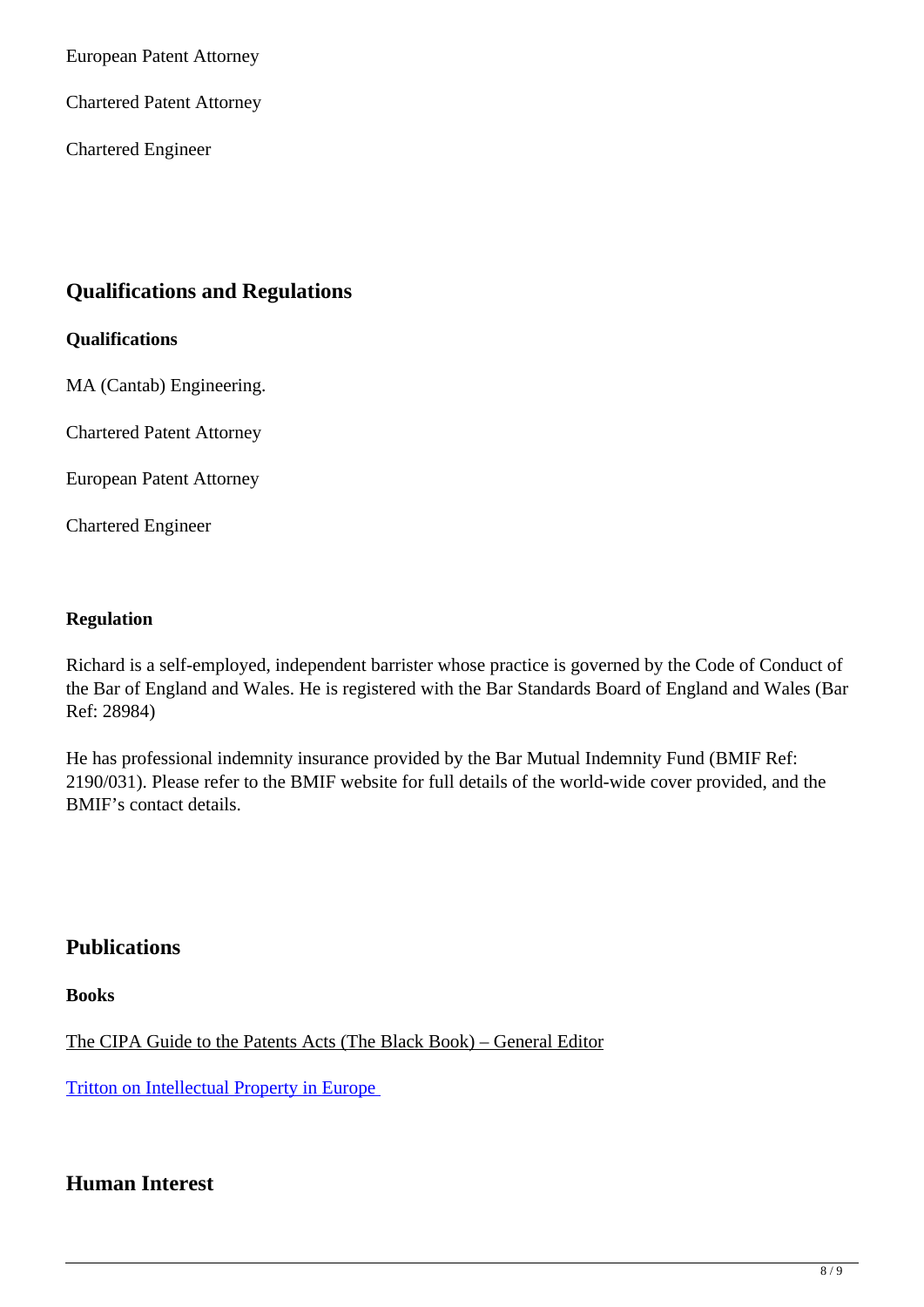European Patent Attorney

Chartered Patent Attorney

Chartered Engineer

## Qualifications and Regulations

**Qualifications**

MA (Cantab) Engineering.

Chartered Patent Attorney

European Patent Attorney

Chartered Engineer

**Regulation**

Richard is a self-employed, independent barrister whose practice is governed by the Code of Conduct of the Bar of England and Wales. He is registered with the Bar Standards Board of England and Wales (Bar Ref: 28984)

He has professional indemnity insurance provided by the Bar Mutual Indemnity Fund (BMIF Ref: 2190/031). Please refer to the BMIF website for full details of the world-wide cover provided, and the BMIF's contact details.

## Publications

**Books**

The CIPA Guide to the Patents Acts (The Black Book) – General Editor

Tritton on Intellectual Property in Europe

## Human Interest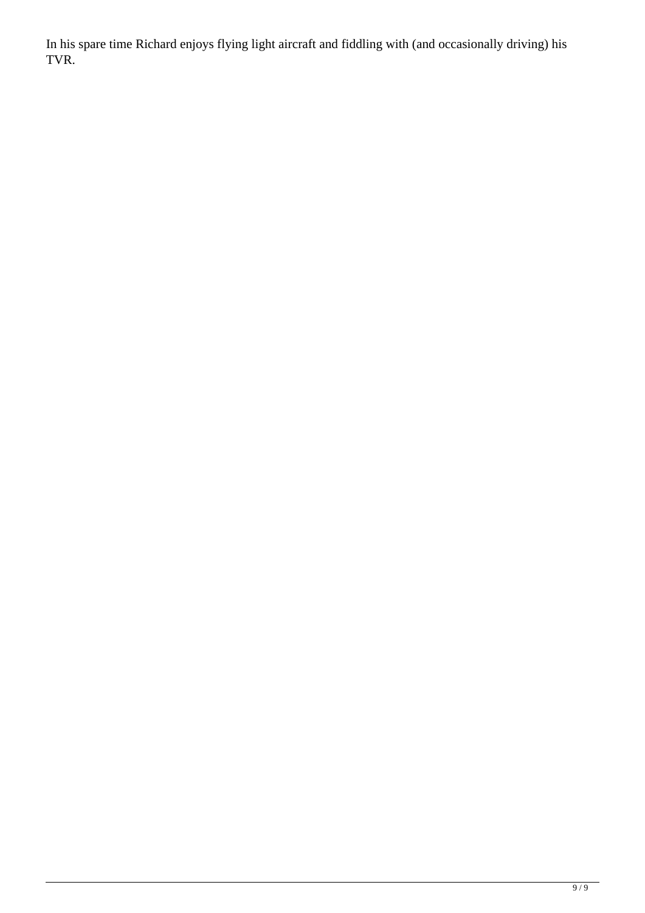In his spare time Richard enjoys flying light aircraft and fiddling with (and occasionally driving) his TVR.